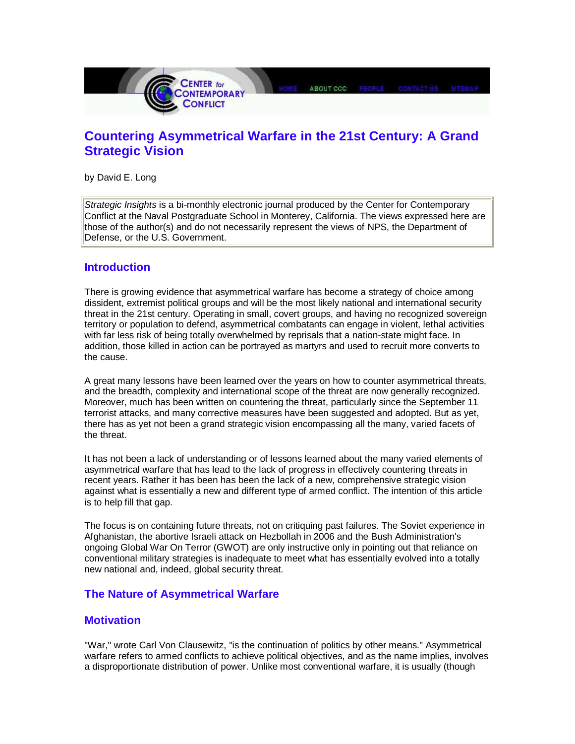# Countering Asymmetrical Warfare in the 21st Century: A Grand Strategic Vision

by David E. Long

*Strategic Insights* is a bi-monthly electronic journal produced by the Center for Contemporary Conflict at the Naval Postgraduate School in Monterey, California. The views expressed here are those of the author(s) and do not necessarily represent the views of NPS, the Department of Defense, or the U.S. Government.

## Introduction

There is growing evidence that asymmetrical warfare has become a strategy of choice among dissident, extremist political groups and will be the most likely national and international security threat in the 21st century. Operating in small, covert groups, and having no recognized sovereign territory or population to defend, asymmetrical combatants can engage in violent, lethal activities with far less risk of being totally overwhelmed by reprisals that a nation-state might face. In addition, those killed in action can be portrayed as martyrs and used to recruit more converts to the cause.

A great many lessons have been learned over the years on how to counter asymmetrical threats, and the breadth, complexity and international scope of the threat are now generally recognized. Moreover, much has been written on countering the threat, particularly since the September 11 terrorist attacks, and many corrective measures have been suggested and adopted. But as yet, there has as yet not been a grand strategic vision encompassing all the many, varied facets of the threat.

It has not been a lack of understanding or of lessons learned about the many varied elements of asymmetrical warfare that has lead to the lack of progress in effectively countering threats in recent years. Rather it has been has been the lack of a new, comprehensive strategic vision against what is essentially a new and different type of armed conflict. The intention of this article is to help fill that gap.

The focus is on containing future threats, not on critiquing past failures. The Soviet experience in Afghanistan, the abortive Israeli attack on Hezbollah in 2006 and the Bush Administration's ongoing Global War On Terror (GWOT) are only instructive only in pointing out that reliance on conventional military strategies is inadequate to meet what has essentially evolved into a totally new national and, indeed, global security threat.

## The Nature of Asymmetrical Warfare

### Motivation

"War," wrote Carl Von Clausewitz, "is the continuation of politics by other means." Asymmetrical warfare refers to armed conflicts to achieve political objectives, and as the name implies, involves a disproportionate distribution of power. Unlike most conventional warfare, it is usually (though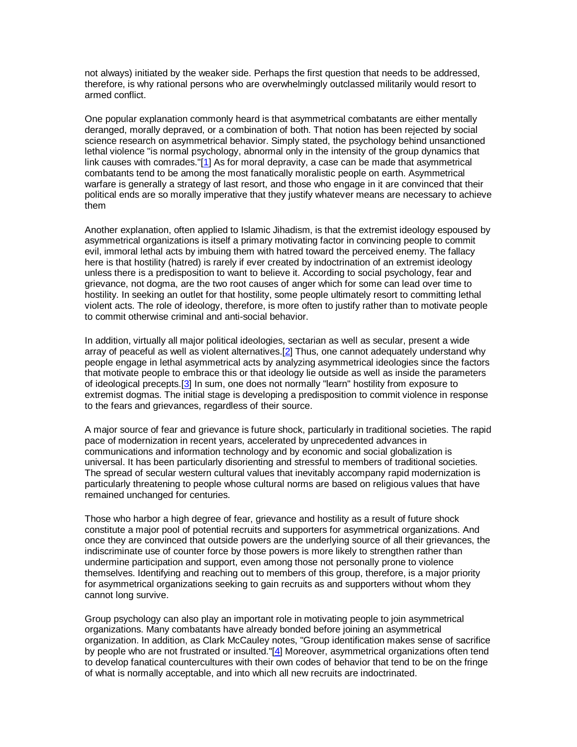not always) initiated by the weaker side. Perhaps the first question that needs to be addressed, therefore, is why rational persons who are overwhelmingly outclassed militarily would resort to armed conflict.

One popular explanation commonly heard is that asymmetrical combatants are either mentally deranged, morally depraved, or a combination of both. That notion has been rejected by social science research on asymmetrical behavior. Simply stated, the psychology behind unsanctioned lethal violence "is normal psychology, abnormal only in the intensity of the group dynamics that link causes with comrades."[1] As for moral depravity, a case can be made that asymmetrical combatants tend to be among the most fanatically moralistic people on earth. Asymmetrical warfare is generally a strategy of last resort, and those who engage in it are convinced that their political ends are so morally imperative that they justify whatever means are necessary to achieve them

Another explanation, often applied to Islamic Jihadism, is that the extremist ideology espoused by asymmetrical organizations is itself a primary motivating factor in convincing people to commit evil, immoral lethal acts by imbuing them with hatred toward the perceived enemy. The fallacy here is that hostility (hatred) is rarely if ever created by indoctrination of an extremist ideology unless there is a predisposition to want to believe it. According to social psychology, fear and grievance, not dogma, are the two root causes of anger which for some can lead over time to hostility. In seeking an outlet for that hostility, some people ultimately resort to committing lethal violent acts. The role of ideology, therefore, is more often to justify rather than to motivate people to commit otherwise criminal and anti-social behavior.

In addition, virtually all major political ideologies, sectarian as well as secular, present a wide array of peaceful as well as violent alternatives.[2] Thus, one cannot adequately understand why people engage in lethal asymmetrical acts by analyzing asymmetrical ideologies since the factors that motivate people to embrace this or that ideology lie outside as well as inside the parameters of ideological precepts.[3] In sum, one does not normally "learn" hostility from exposure to extremist dogmas. The initial stage is developing a predisposition to commit violence in response to the fears and grievances, regardless of their source.

A major source of fear and grievance is future shock, particularly in traditional societies. The rapid pace of modernization in recent years, accelerated by unprecedented advances in communications and information technology and by economic and social globalization is universal. It has been particularly disorienting and stressful to members of traditional societies. The spread of secular western cultural values that inevitably accompany rapid modernization is particularly threatening to people whose cultural norms are based on religious values that have remained unchanged for centuries.

Those who harbor a high degree of fear, grievance and hostility as a result of future shock constitute a major pool of potential recruits and supporters for asymmetrical organizations. And once they are convinced that outside powers are the underlying source of all their grievances, the indiscriminate use of counter force by those powers is more likely to strengthen rather than undermine participation and support, even among those not personally prone to violence themselves. Identifying and reaching out to members of this group, therefore, is a major priority for asymmetrical organizations seeking to gain recruits as and supporters without whom they cannot long survive.

Group psychology can also play an important role in motivating people to join asymmetrical organizations. Many combatants have already bonded before joining an asymmetrical organization. In addition, as Clark McCauley notes, "Group identification makes sense of sacrifice by people who are not frustrated or insulted."[4] Moreover, asymmetrical organizations often tend to develop fanatical countercultures with their own codes of behavior that tend to be on the fringe of what is normally acceptable, and into which all new recruits are indoctrinated.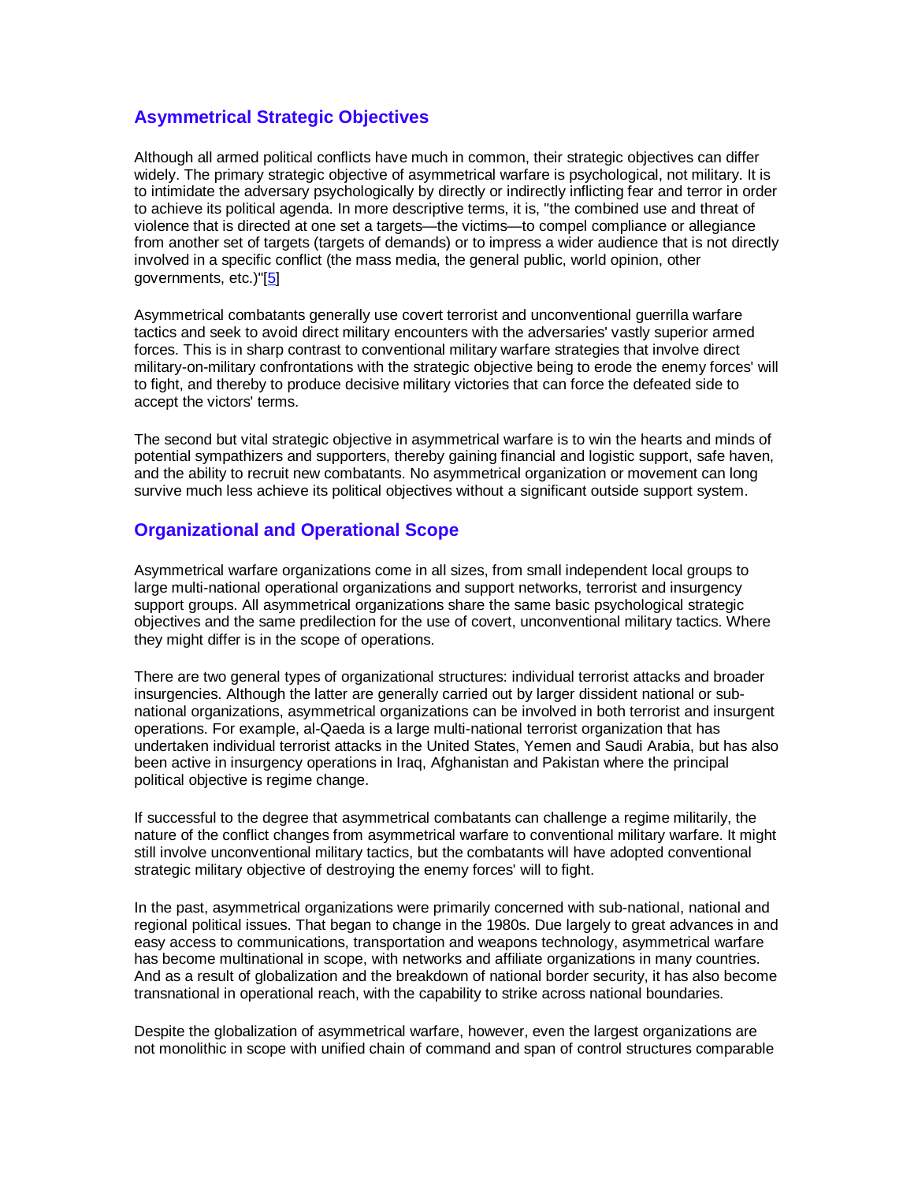## Asymmetrical Strategic Objectives

Although all armed political conflicts have much in common, their strategic objectives can differ widely. The primary strategic objective of asymmetrical warfare is psychological, not military. It is to intimidate the adversary psychologically by directly or indirectly inflicting fear and terror in order to achieve its political agenda. In more descriptive terms, it is, "the combined use and threat of violence that is directed at one set a targets—the victims—to compel compliance or allegiance from another set of targets (targets of demands) or to impress a wider audience that is not directly involved in a specific conflict (the mass media, the general public, world opinion, other governments, etc.)"[5]

Asymmetrical combatants generally use covert terrorist and unconventional guerrilla warfare tactics and seek to avoid direct military encounters with the adversaries' vastly superior armed forces. This is in sharp contrast to conventional military warfare strategies that involve direct military-on-military confrontations with the strategic objective being to erode the enemy forces' will to fight, and thereby to produce decisive military victories that can force the defeated side to accept the victors' terms.

The second but vital strategic objective in asymmetrical warfare is to win the hearts and minds of potential sympathizers and supporters, thereby gaining financial and logistic support, safe haven, and the ability to recruit new combatants. No asymmetrical organization or movement can long survive much less achieve its political objectives without a significant outside support system.

## Organizational and Operational Scope

Asymmetrical warfare organizations come in all sizes, from small independent local groups to large multi-national operational organizations and support networks, terrorist and insurgency support groups. All asymmetrical organizations share the same basic psychological strategic objectives and the same predilection for the use of covert, unconventional military tactics. Where they might differ is in the scope of operations.

There are two general types of organizational structures: individual terrorist attacks and broader insurgencies. Although the latter are generally carried out by larger dissident national or sub-national organizations, asymmetrical organizations can be involved in both terrorist and insurgent operations. For example, al-Qaeda is a large multi-national terrorist organization that has undertaken individual terrorist attacks in the United States, Yemen and Saudi Arabia, but has also been active in insurgency operations in Iraq, Afghanistan and Pakistan where the principal political objective is regime change.

If successful to the degree that asymmetrical combatants can challenge a regime militarily, the nature of the conflict changes from asymmetrical warfare to conventional military warfare. It might still involve unconventional military tactics, but the combatants will have adopted conventional strategic military objective of destroying the enemy forces' will to fight.

In the past, asymmetrical organizations were primarily concerned with sub-national, national and regional political issues. That began to change in the 1980s. Due largely to great advances in and easy access to communications, transportation and weapons technology, asymmetrical warfare has become multinational in scope, with networks and affiliate organizations in many countries. And as a result of globalization and the breakdown of national border security, it has also become transnational in operational reach, with the capability to strike across national boundaries.

Despite the globalization of asymmetrical warfare, however, even the largest organizations are not monolithic in scope with unified chain of command and span of control structures comparable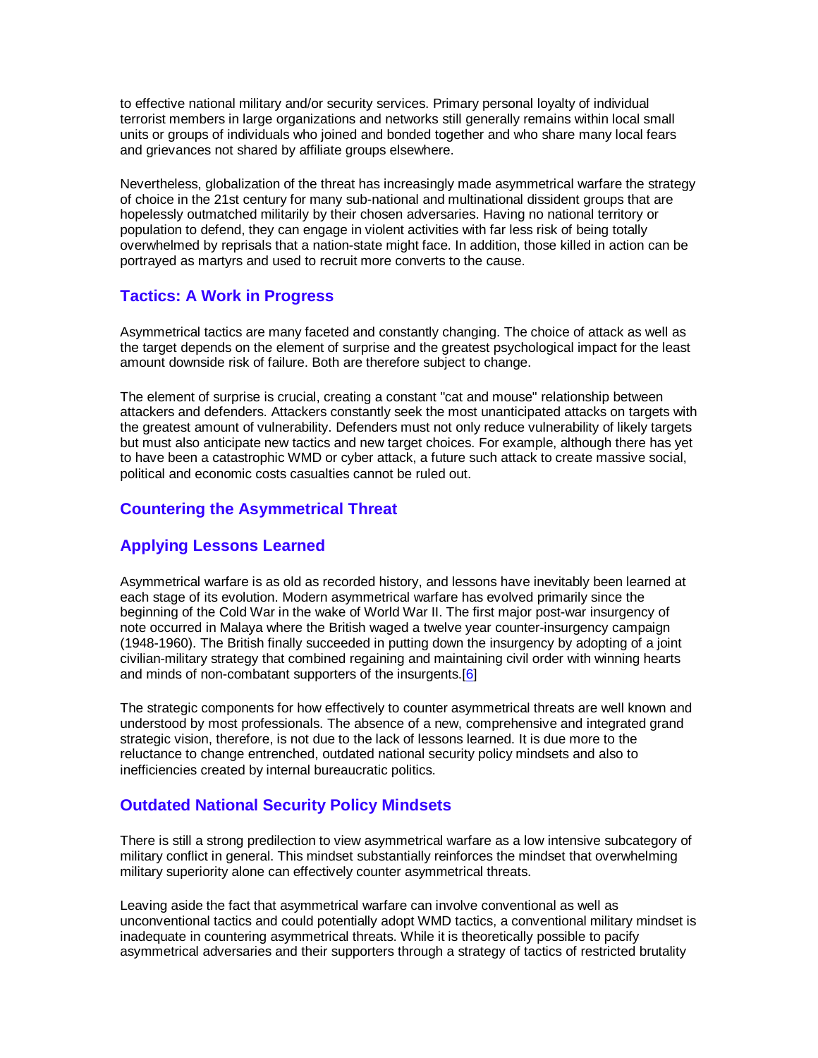to effective national military and/or security services. Primary personal loyalty of individual terrorist members in large organizations and networks still generally remains within local small units or groups of individuals who joined and bonded together and who share many local fears and grievances not shared by affiliate groups elsewhere.

Nevertheless, globalization of the threat has increasingly made asymmetrical warfare the strategy of choice in the 21st century for many sub-national and multinational dissident groups that are hopelessly outmatched militarily by their chosen adversaries. Having no national territory or population to defend, they can engage in violent activities with far less risk of being totally overwhelmed by reprisals that a nation-state might face. In addition, those killed in action can be portrayed as martyrs and used to recruit more converts to the cause.

### Tactics: A Work in Progress

Asymmetrical tactics are many faceted and constantly changing. The choice of attack as well as the target depends on the element of surprise and the greatest psychological impact for the least amount downside risk of failure. Both are therefore subject to change.

The element of surprise is crucial, creating a constant "cat and mouse" relationship between attackers and defenders. Attackers constantly seek the most unanticipated attacks on targets with the greatest amount of vulnerability. Defenders must not only reduce vulnerability of likely targets but must also anticipate new tactics and new target choices. For example, although there has yet to have been a catastrophic WMD or cyber attack, a future such attack to create massive social, political and economic costs casualties cannot be ruled out.

### Countering the Asymmetrical Threat

### Applying Lessons Learned

Asymmetrical warfare is as old as recorded history, and lessons have inevitably been learned at each stage of its evolution. Modern asymmetrical warfare has evolved primarily since the beginning of the Cold War in the wake of World War II. The first major post-war insurgency of note occurred in Malaya where the British waged a twelve year counter-insurgency campaign (1948-1960). The British finally succeeded in putting down the insurgency by adopting of a joint civilian-military strategy that combined regaining and maintaining civil order with winning hearts and minds of non-combatant supporters of the insurgents.[6]

The strategic components for how effectively to counter asymmetrical threats are well known and understood by most professionals. The absence of a new, comprehensive and integrated grand strategic vision, therefore, is not due to the lack of lessons learned. It is due more to the reluctance to change entrenched, outdated national security policy mindsets and also to inefficiencies created by internal bureaucratic politics.

### Outdated National Security Policy Mindsets

There is still a strong predilection to view asymmetrical warfare as a low intensive subcategory of military conflict in general. This mindset substantially reinforces the mindset that overwhelming military superiority alone can effectively counter asymmetrical threats.

Leaving aside the fact that asymmetrical warfare can involve conventional as well as unconventional tactics and could potentially adopt WMD tactics, a conventional military mindset is inadequate in countering asymmetrical threats. While it is theoretically possible to pacify asymmetrical adversaries and their supporters through a strategy of tactics of restricted brutality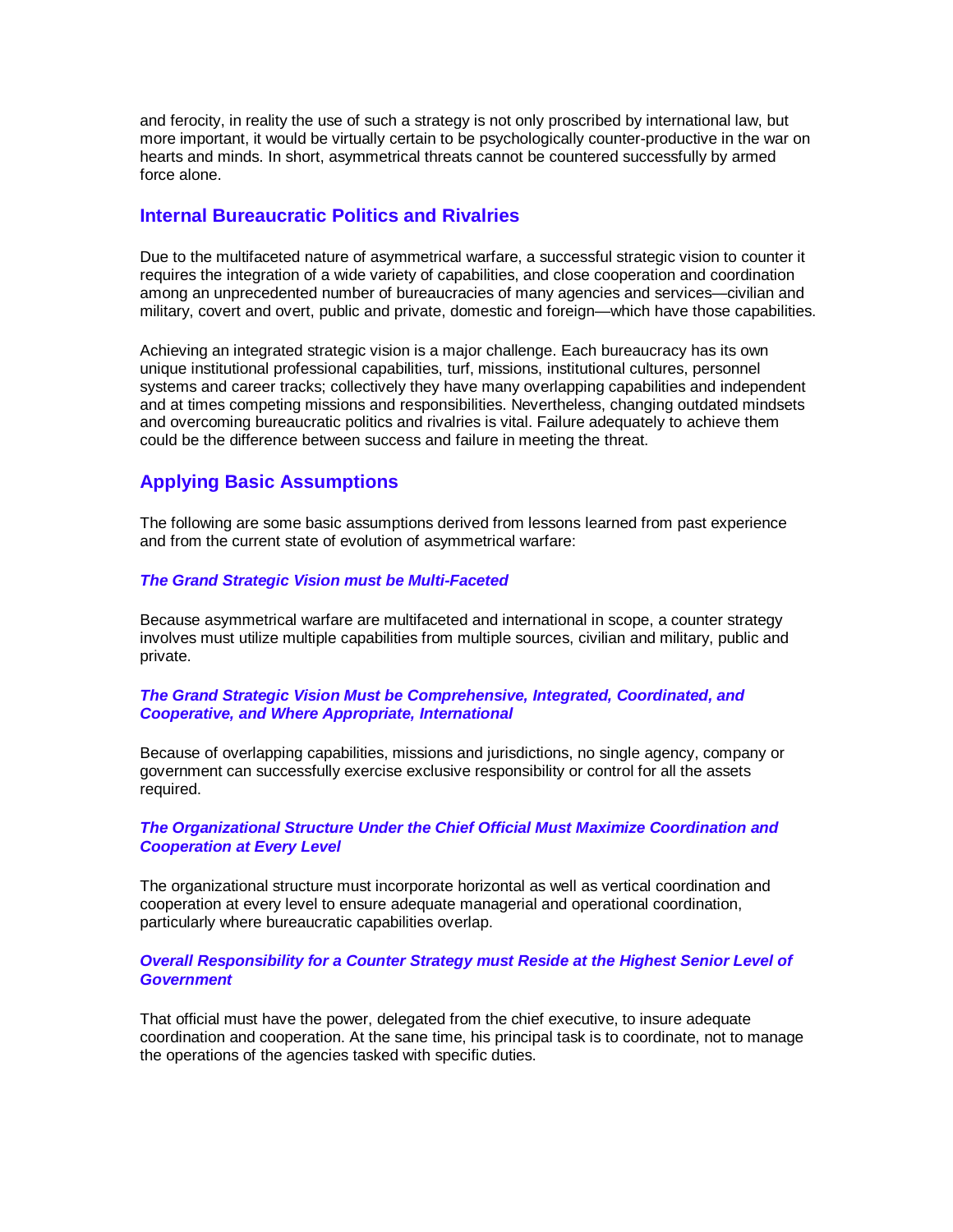and ferocity, in reality the use of such a strategy is not only proscribed by international law, but more important, it would be virtually certain to be psychologically counter-productive in the war on hearts and minds. In short, asymmetrical threats cannot be countered successfully by armed force alone.

## Internal Bureaucratic Politics and Rivalries

Due to the multifaceted nature of asymmetrical warfare, a successful strategic vision to counter it requires the integration of a wide variety of capabilities, and close cooperation and coordination among an unprecedented number of bureaucracies of many agencies and services—civilian and military, covert and overt, public and private, domestic and foreign—which have those capabilities.

Achieving an integrated strategic vision is a major challenge. Each bureaucracy has its own unique institutional professional capabilities, turf, missions, institutional cultures, personnel systems and career tracks; collectively they have many overlapping capabilities and independent and at times competing missions and responsibilities. Nevertheless, changing outdated mindsets and overcoming bureaucratic politics and rivalries is vital. Failure adequately to achieve them could be the difference between success and failure in meeting the threat.

## Applying Basic Assumptions

The following are some basic assumptions derived from lessons learned from past experience and from the current state of evolution of asymmetrical warfare:

### *The Grand Strategic Vision must be Multi-Faceted*

Because asymmetrical warfare are multifaceted and international in scope, a counter strategy involves must utilize multiple capabilities from multiple sources, civilian and military, public and private.

### *The Grand Strategic Vision Must be Comprehensive, Integrated, Coordinated, and Cooperative, and Where Appropriate, International*

Because of overlapping capabilities, missions and jurisdictions, no single agency, company or government can successfully exercise exclusive responsibility or control for all the assets required.

### *The Organizational Structure Under the Chief Official Must Maximize Coordination and Cooperation at Every Level*

The organizational structure must incorporate horizontal as well as vertical coordination and cooperation at every level to ensure adequate managerial and operational coordination, particularly where bureaucratic capabilities overlap.

### *Overall Responsibility for a Counter Strategy must Reside at the Highest Senior Level of Government*

That official must have the power, delegated from the chief executive, to insure adequate coordination and cooperation. At the sane time, his principal task is to coordinate, not to manage the operations of the agencies tasked with specific duties.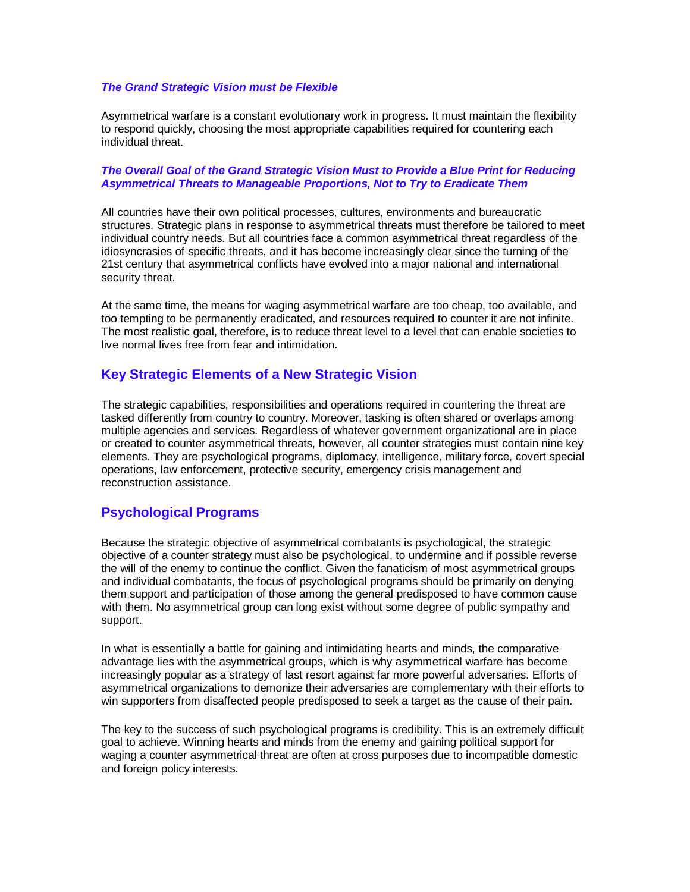***The Grand Strategic Vision must be Flexible***

Asymmetrical warfare is a constant evolutionary work in progress. It must maintain the flexibility to respond quickly, choosing the most appropriate capabilities required for countering each individual threat.

***The Overall Goal of the Grand Strategic Vision Must to Provide a Blue Print for Reducing Asymmetrical Threats to Manageable Proportions, Not to Try to Eradicate Them***

All countries have their own political processes, cultures, environments and bureaucratic structures. Strategic plans in response to asymmetrical threats must therefore be tailored to meet individual country needs. But all countries face a common asymmetrical threat regardless of the idiosyncrasies of specific threats, and it has become increasingly clear since the turning of the 21st century that asymmetrical conflicts have evolved into a major national and international security threat.

At the same time, the means for waging asymmetrical warfare are too cheap, too available, and too tempting to be permanently eradicated, and resources required to counter it are not infinite. The most realistic goal, therefore, is to reduce threat level to a level that can enable societies to live normal lives free from fear and intimidation.

## Key Strategic Elements of a New Strategic Vision

The strategic capabilities, responsibilities and operations required in countering the threat are tasked differently from country to country. Moreover, tasking is often shared or overlaps among multiple agencies and services. Regardless of whatever government organizational are in place or created to counter asymmetrical threats, however, all counter strategies must contain nine key elements. They are psychological programs, diplomacy, intelligence, military force, covert special operations, law enforcement, protective security, emergency crisis management and reconstruction assistance.

## Psychological Programs

Because the strategic objective of asymmetrical combatants is psychological, the strategic objective of a counter strategy must also be psychological, to undermine and if possible reverse the will of the enemy to continue the conflict. Given the fanaticism of most asymmetrical groups and individual combatants, the focus of psychological programs should be primarily on denying them support and participation of those among the general predisposed to have common cause with them. No asymmetrical group can long exist without some degree of public sympathy and support.

In what is essentially a battle for gaining and intimidating hearts and minds, the comparative advantage lies with the asymmetrical groups, which is why asymmetrical warfare has become increasingly popular as a strategy of last resort against far more powerful adversaries. Efforts of asymmetrical organizations to demonize their adversaries are complementary with their efforts to win supporters from disaffected people predisposed to seek a target as the cause of their pain.

The key to the success of such psychological programs is credibility. This is an extremely difficult goal to achieve. Winning hearts and minds from the enemy and gaining political support for waging a counter asymmetrical threat are often at cross purposes due to incompatible domestic and foreign policy interests.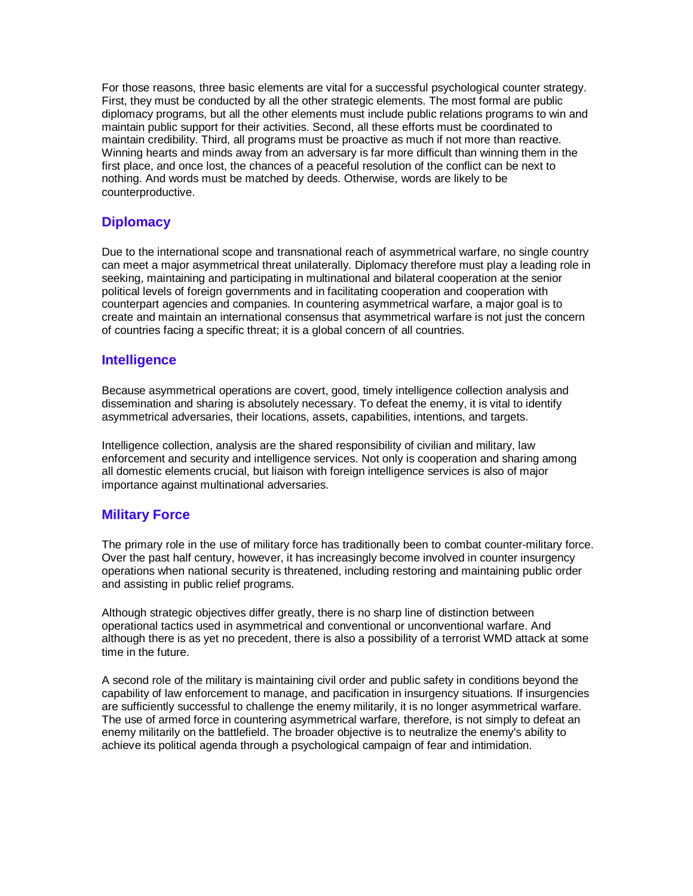For those reasons, three basic elements are vital for a successful psychological counter strategy. First, they must be conducted by all the other strategic elements. The most formal are public diplomacy programs, but all the other elements must include public relations programs to win and maintain public support for their activities. Second, all these efforts must be coordinated to maintain credibility. Third, all programs must be proactive as much if not more than reactive. Winning hearts and minds away from an adversary is far more difficult than winning them in the first place, and once lost, the chances of a peaceful resolution of the conflict can be next to nothing. And words must be matched by deeds. Otherwise, words are likely to be counterproductive.

## Diplomacy

Due to the international scope and transnational reach of asymmetrical warfare, no single country can meet a major asymmetrical threat unilaterally. Diplomacy therefore must play a leading role in seeking, maintaining and participating in multinational and bilateral cooperation at the senior political levels of foreign governments and in facilitating cooperation and cooperation with counterpart agencies and companies. In countering asymmetrical warfare, a major goal is to create and maintain an international consensus that asymmetrical warfare is not just the concern of countries facing a specific threat; it is a global concern of all countries.

## Intelligence

Because asymmetrical operations are covert, good, timely intelligence collection analysis and dissemination and sharing is absolutely necessary. To defeat the enemy, it is vital to identify asymmetrical adversaries, their locations, assets, capabilities, intentions, and targets.

Intelligence collection, analysis are the shared responsibility of civilian and military, law enforcement and security and intelligence services. Not only is cooperation and sharing among all domestic elements crucial, but liaison with foreign intelligence services is also of major importance against multinational adversaries.

## Military Force

The primary role in the use of military force has traditionally been to combat counter-military force. Over the past half century, however, it has increasingly become involved in counter insurgency operations when national security is threatened, including restoring and maintaining public order and assisting in public relief programs.

Although strategic objectives differ greatly, there is no sharp line of distinction between operational tactics used in asymmetrical and conventional or unconventional warfare. And although there is as yet no precedent, there is also a possibility of a terrorist WMD attack at some time in the future.

A second role of the military is maintaining civil order and public safety in conditions beyond the capability of law enforcement to manage, and pacification in insurgency situations. If insurgencies are sufficiently successful to challenge the enemy militarily, it is no longer asymmetrical warfare. The use of armed force in countering asymmetrical warfare, therefore, is not simply to defeat an enemy militarily on the battlefield. The broader objective is to neutralize the enemy's ability to achieve its political agenda through a psychological campaign of fear and intimidation.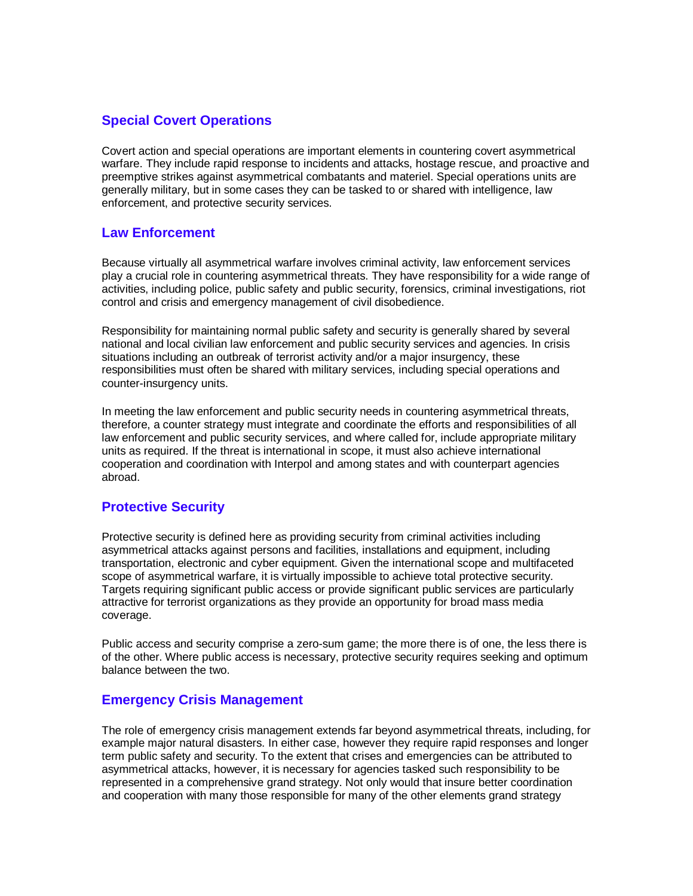## Special Covert Operations

Covert action and special operations are important elements in countering covert asymmetrical warfare. They include rapid response to incidents and attacks, hostage rescue, and proactive and preemptive strikes against asymmetrical combatants and materiel. Special operations units are generally military, but in some cases they can be tasked to or shared with intelligence, law enforcement, and protective security services.

## Law Enforcement

Because virtually all asymmetrical warfare involves criminal activity, law enforcement services play a crucial role in countering asymmetrical threats. They have responsibility for a wide range of activities, including police, public safety and public security, forensics, criminal investigations, riot control and crisis and emergency management of civil disobedience.

Responsibility for maintaining normal public safety and security is generally shared by several national and local civilian law enforcement and public security services and agencies. In crisis situations including an outbreak of terrorist activity and/or a major insurgency, these responsibilities must often be shared with military services, including special operations and counter-insurgency units.

In meeting the law enforcement and public security needs in countering asymmetrical threats, therefore, a counter strategy must integrate and coordinate the efforts and responsibilities of all law enforcement and public security services, and where called for, include appropriate military units as required. If the threat is international in scope, it must also achieve international cooperation and coordination with Interpol and among states and with counterpart agencies abroad.

## Protective Security

Protective security is defined here as providing security from criminal activities including asymmetrical attacks against persons and facilities, installations and equipment, including transportation, electronic and cyber equipment. Given the international scope and multifaceted scope of asymmetrical warfare, it is virtually impossible to achieve total protective security. Targets requiring significant public access or provide significant public services are particularly attractive for terrorist organizations as they provide an opportunity for broad mass media coverage.

Public access and security comprise a zero-sum game; the more there is of one, the less there is of the other. Where public access is necessary, protective security requires seeking and optimum balance between the two.

## Emergency Crisis Management

The role of emergency crisis management extends far beyond asymmetrical threats, including, for example major natural disasters. In either case, however they require rapid responses and longer term public safety and security. To the extent that crises and emergencies can be attributed to asymmetrical attacks, however, it is necessary for agencies tasked such responsibility to be represented in a comprehensive grand strategy. Not only would that insure better coordination and cooperation with many those responsible for many of the other elements grand strategy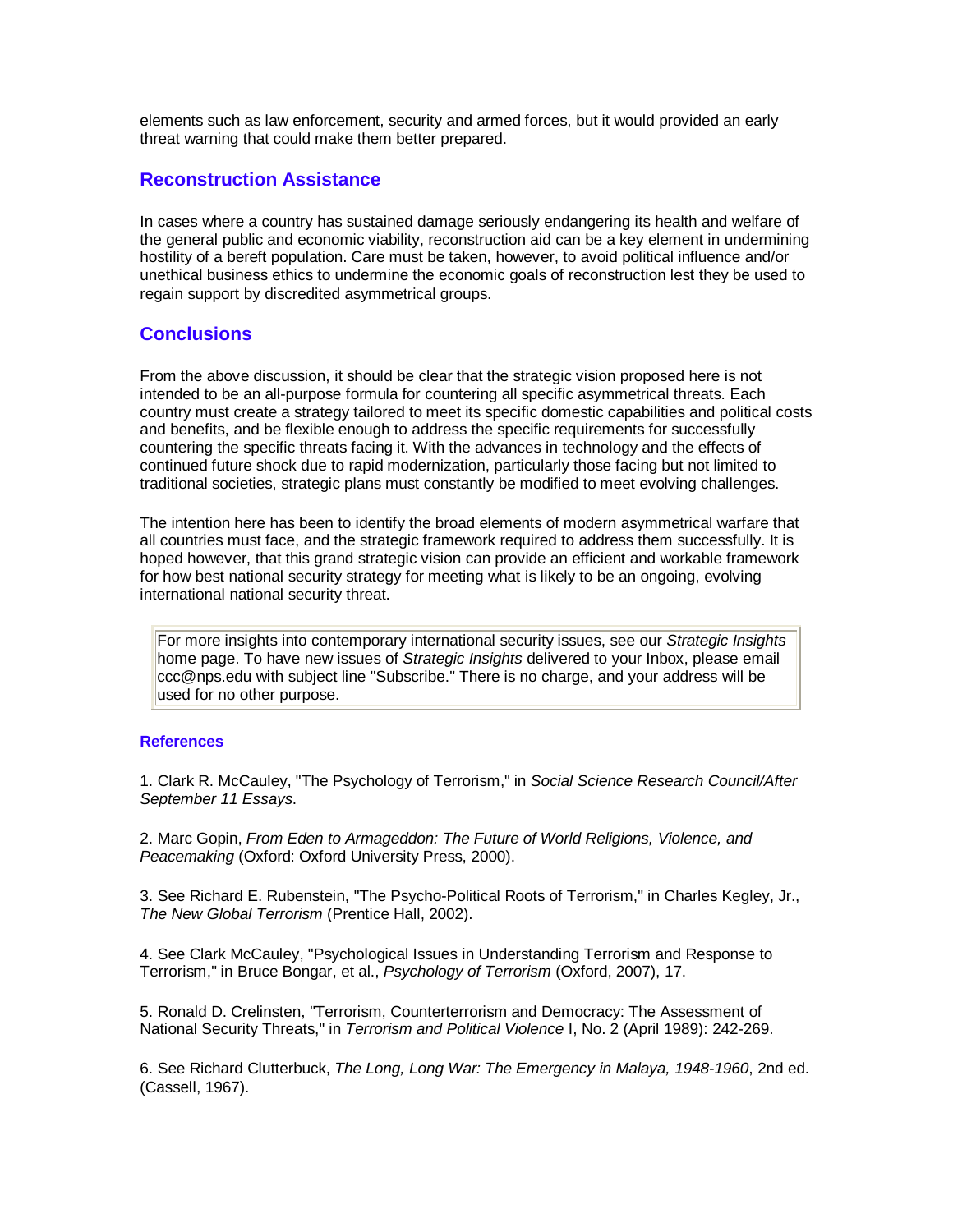elements such as law enforcement, security and armed forces, but it would provided an early threat warning that could make them better prepared.

## Reconstruction Assistance

In cases where a country has sustained damage seriously endangering its health and welfare of the general public and economic viability, reconstruction aid can be a key element in undermining hostility of a bereft population. Care must be taken, however, to avoid political influence and/or unethical business ethics to undermine the economic goals of reconstruction lest they be used to regain support by discredited asymmetrical groups.

## Conclusions

From the above discussion, it should be clear that the strategic vision proposed here is not intended to be an all-purpose formula for countering all specific asymmetrical threats. Each country must create a strategy tailored to meet its specific domestic capabilities and political costs and benefits, and be flexible enough to address the specific requirements for successfully countering the specific threats facing it. With the advances in technology and the effects of continued future shock due to rapid modernization, particularly those facing but not limited to traditional societies, strategic plans must constantly be modified to meet evolving challenges.

The intention here has been to identify the broad elements of modern asymmetrical warfare that all countries must face, and the strategic framework required to address them successfully. It is hoped however, that this grand strategic vision can provide an efficient and workable framework for how best national security strategy for meeting what is likely to be an ongoing, evolving international national security threat.

> For more insights into contemporary international security issues, see our *Strategic Insights* home page. To have new issues of *Strategic Insights* delivered to your Inbox, please email ccc@nps.edu with subject line "Subscribe." There is no charge, and your address will be used for no other purpose.

### References

1. Clark R. McCauley, "The Psychology of Terrorism," in *Social Science Research Council/After September 11 Essays*.

2. Marc Gopin, *From Eden to Armageddon: The Future of World Religions, Violence, and Peacemaking* (Oxford: Oxford University Press, 2000).

3. See Richard E. Rubenstein, "The Psycho-Political Roots of Terrorism," in Charles Kegley, Jr., *The New Global Terrorism* (Prentice Hall, 2002).

4. See Clark McCauley, "Psychological Issues in Understanding Terrorism and Response to Terrorism," in Bruce Bongar, et al., *Psychology of Terrorism* (Oxford, 2007), 17.

5. Ronald D. Crelinsten, "Terrorism, Counterterrorism and Democracy: The Assessment of National Security Threats," in *Terrorism and Political Violence* I, No. 2 (April 1989): 242-269.

6. See Richard Clutterbuck, *The Long, Long War: The Emergency in Malaya, 1948-1960*, 2nd ed. (Cassell, 1967).